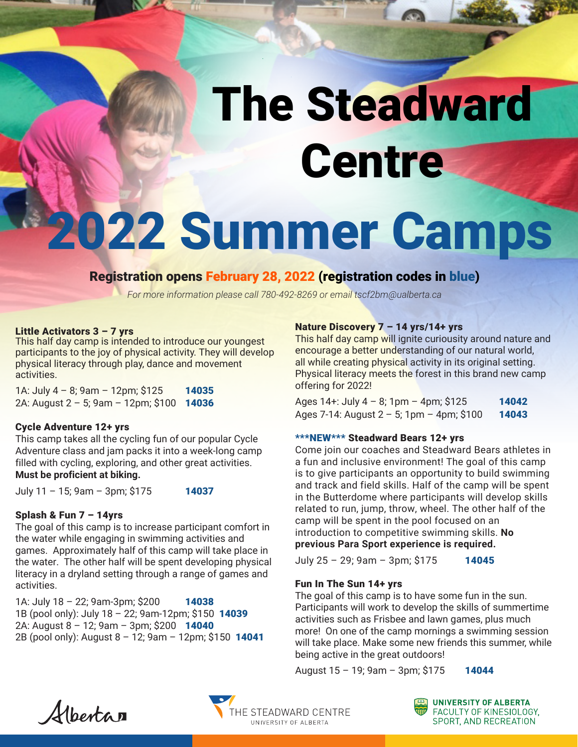# The Steadward Centre

# 2022 Summer Camps

**Registration opens February 28, 2022 (registration codes in blue)**

*For more information please call 780-492-8269 or email tscf2bm@ualberta.ca*

### Little Activators 3 – 7 yrs

This half day camp is intended to introduce our youngest participants to the joy of physical activity. They will develop physical literacy through play, dance and movement activities.

1A: July 4 – 8; 9am – 12pm; $125 **14035**
2A: August 2 – 5; 9am – 12pm; $100 **14036**

### Cycle Adventure 12+ yrs

This camp takes all the cycling fun of our popular Cycle Adventure class and jam packs it into a week-long camp filled with cycling, exploring, and other great activities. **Must be proficient at biking.**

July 11 – 15; 9am – 3pm; $175 **14037**

### Splash & Fun 7 – 14yrs

The goal of this camp is to increase participant comfort in the water while engaging in swimming activities and games. Approximately half of this camp will take place in the water. The other half will be spent developing physical literacy in a dryland setting through a range of games and activities.

1A: July 18 – 22; 9am-3pm; $200 **14038**
1B (pool only): July 18 – 22; 9am-12pm; $150 **14039**
2A: August 8 – 12; 9am – 3pm; $200 **14040**
2B (pool only): August 8 – 12; 9am – 12pm; $150 **14041**

### Nature Discovery 7 – 14 yrs/14+ yrs

This half day camp will ignite curiousity around nature and encourage a better understanding of our natural world, all while creating physical activity in its original setting. Physical literacy meets the forest in this brand new camp offering for 2022!

Ages 14+: July 4 – 8; 1pm – 4pm; $125 **14042**
Ages 7-14: August 2 – 5; 1pm – 4pm; $100 **14043**

### \*\*\*NEW\*\*\* Steadward Bears 12+ yrs

Come join our coaches and Steadward Bears athletes in a fun and inclusive environment! The goal of this camp is to give participants an opportunity to build swimming and track and field skills. Half of the camp will be spent in the Butterdome where participants will develop skills related to run, jump, throw, wheel. The other half of the camp will be spent in the pool focused on an introduction to competitive swimming skills. **No previous Para Sport experience is required.**

July 25 – 29; 9am – 3pm; $175 **14045**

### Fun In The Sun 14+ yrs

The goal of this camp is to have some fun in the sun. Participants will work to develop the skills of summertime activities such as Frisbee and lawn games, plus much more! On one of the camp mornings a swimming session will take place. Make some new friends this summer, while being active in the great outdoors!

August 15 – 19; 9am – 3pm; $175 **14044**

Alberta | THE STEADWARD CENTRE UNIVERSITY OF ALBERTA | UNIVERSITY OF ALBERTA FACULTY OF KINESIOLOGY, SPORT, AND RECREATION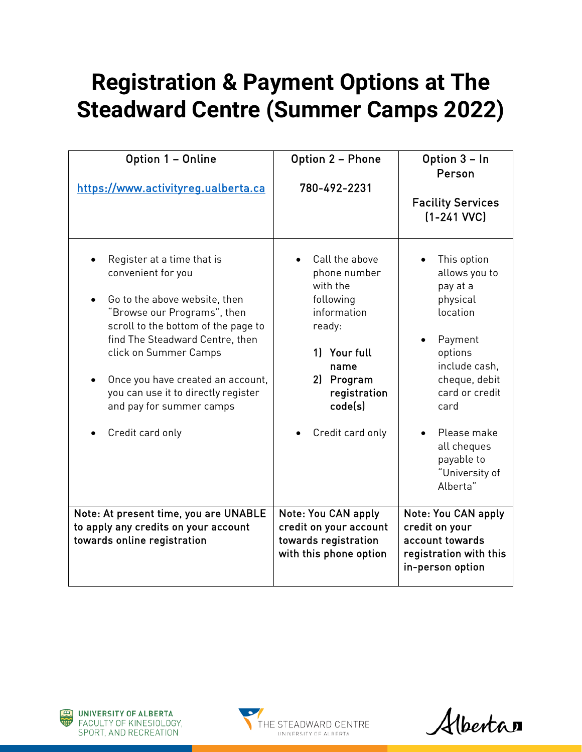# Registration & Payment Options at The Steadward Centre (Summer Camps 2022)

| Option 1 – Online<br><br>https://www.activityreg.ualberta.ca | Option 2 – Phone<br><br>780-492-2231 | Option 3 – In Person<br><br>Facility Services (1-241 VVC) |
|---|---|---|
| • Register at a time that is convenient for you<br><br>• Go to the above website, then "Browse our Programs", then scroll to the bottom of the page to find The Steadward Centre, then click on Summer Camps<br><br>• Once you have created an account, you can use it to directly register and pay for summer camps<br><br>• Credit card only | • Call the above phone number with the following information ready:<br><br>1) **Your full name**<br>2) **Program registration code(s)**<br><br>• Credit card only | • This option allows you to pay at a physical location<br><br>• Payment options include cash, cheque, debit card or credit card<br><br>• Please make all cheques payable to "University of Alberta" |
| Note: At present time, you are UNABLE to apply any credits on your account towards online registration | Note: You CAN apply credit on your account towards registration with this phone option | Note: You CAN apply credit on your account towards registration with this in-person option |

UNIVERSITY OF ALBERTA FACULTY OF KINESIOLOGY, SPORT, AND RECREATION

THE STEADWARD CENTRE UNIVERSITY OF ALBERTA

Alberta